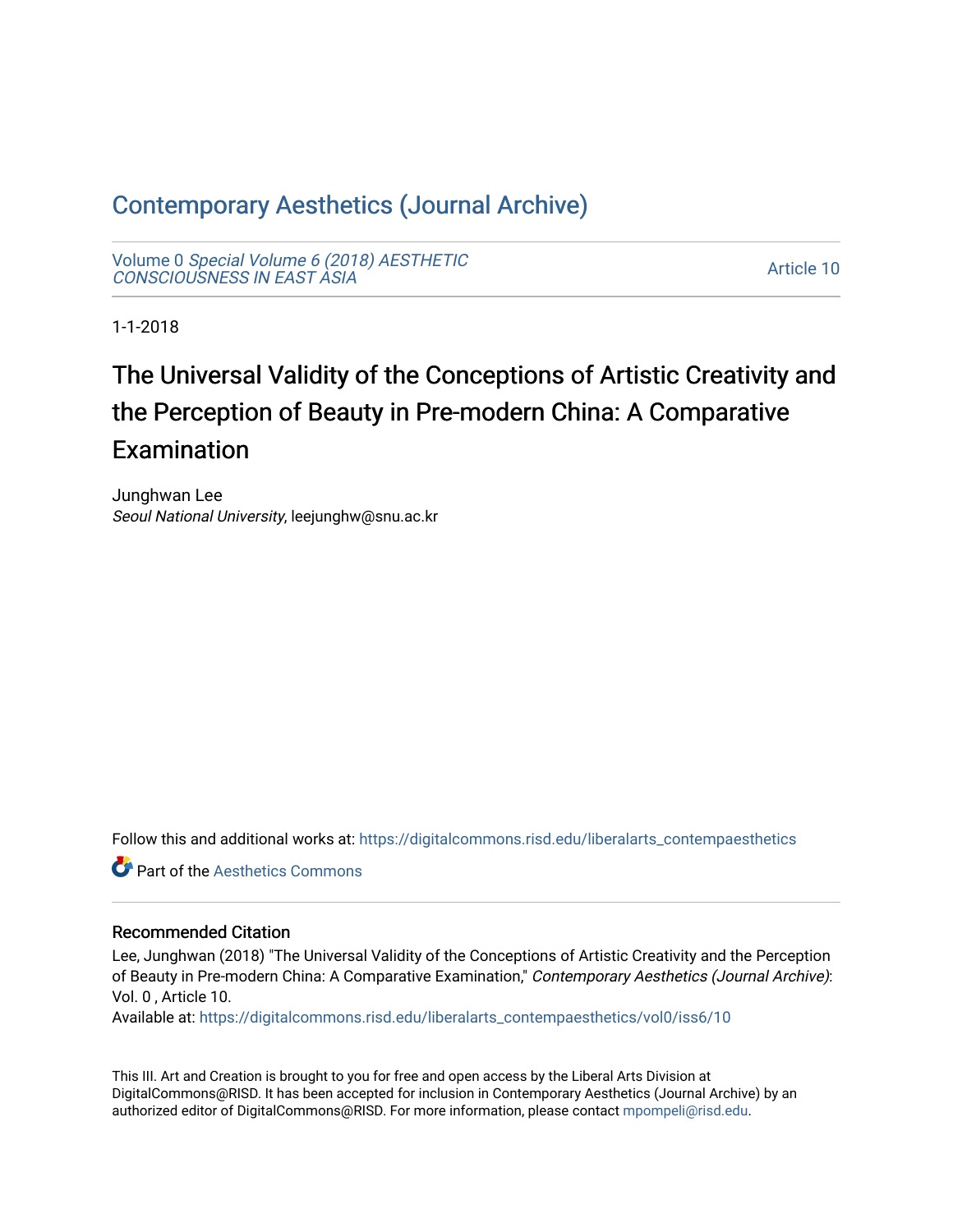# Contemporary Aesthetics (Journal Archive)

Volume 0 *Special Volume 6 (2018) AESTHETIC CONSCIOUSNESS IN EAST ASIA*

Article 10

1-1-2018

## The Universal Validity of the Conceptions of Artistic Creativity and the Perception of Beauty in Pre-modern China: A Comparative Examination

Junghwan Lee
*Seoul National University*, leejunghw@snu.ac.kr

Follow this and additional works at: https://digitalcommons.risd.edu/liberalarts_contempaesthetics

Part of the Aesthetics Commons

### Recommended Citation

Lee, Junghwan (2018) "The Universal Validity of the Conceptions of Artistic Creativity and the Perception of Beauty in Pre-modern China: A Comparative Examination," *Contemporary Aesthetics (Journal Archive)*: Vol. 0 , Article 10.
Available at: https://digitalcommons.risd.edu/liberalarts_contempaesthetics/vol0/iss6/10

This III. Art and Creation is brought to you for free and open access by the Liberal Arts Division at DigitalCommons@RISD. It has been accepted for inclusion in Contemporary Aesthetics (Journal Archive) by an authorized editor of DigitalCommons@RISD. For more information, please contact mpompeli@risd.edu.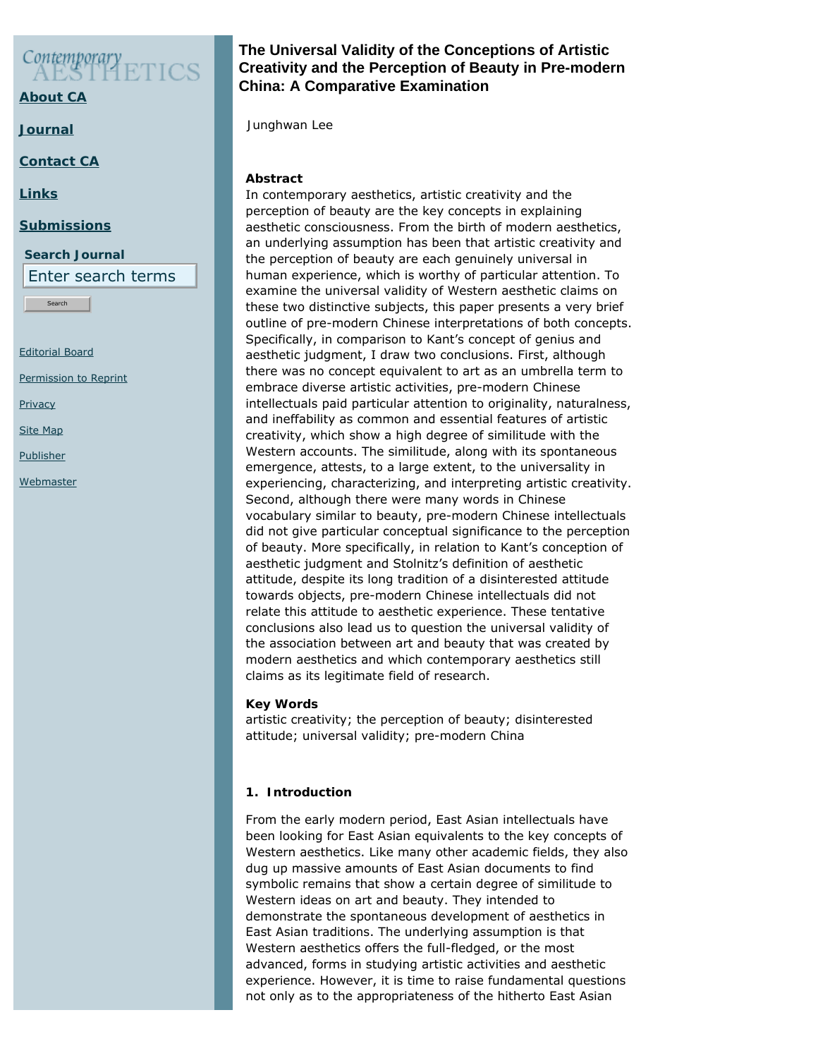# The Universal Validity of the Conceptions of Artistic Creativity and the Perception of Beauty in Pre-modern China: A Comparative Examination

Junghwan Lee

**Abstract**

In contemporary aesthetics, artistic creativity and the perception of beauty are the key concepts in explaining aesthetic consciousness. From the birth of modern aesthetics, an underlying assumption has been that artistic creativity and the perception of beauty are each genuinely universal in human experience, which is worthy of particular attention. To examine the universal validity of Western aesthetic claims on these two distinctive subjects, this paper presents a very brief outline of pre-modern Chinese interpretations of both concepts. Specifically, in comparison to Kant's concept of genius and aesthetic judgment, I draw two conclusions. First, although there was no concept equivalent to art as an umbrella term to embrace diverse artistic activities, pre-modern Chinese intellectuals paid particular attention to originality, naturalness, and ineffability as common and essential features of artistic creativity, which show a high degree of similitude with the Western accounts. The similitude, along with its spontaneous emergence, attests, to a large extent, to the universality in experiencing, characterizing, and interpreting artistic creativity. Second, although there were many words in Chinese vocabulary similar to beauty, pre-modern Chinese intellectuals did not give particular conceptual significance to the perception of beauty. More specifically, in relation to Kant's conception of aesthetic judgment and Stolnitz's definition of aesthetic attitude, despite its long tradition of a disinterested attitude towards objects, pre-modern Chinese intellectuals did not relate this attitude to aesthetic experience. These tentative conclusions also lead us to question the universal validity of the association between art and beauty that was created by modern aesthetics and which contemporary aesthetics still claims as its legitimate field of research.

**Key Words**

artistic creativity; the perception of beauty; disinterested attitude; universal validity; pre-modern China

## 1. Introduction

From the early modern period, East Asian intellectuals have been looking for East Asian equivalents to the key concepts of Western aesthetics. Like many other academic fields, they also dug up massive amounts of East Asian documents to find symbolic remains that show a certain degree of similitude to Western ideas on art and beauty. They intended to demonstrate the spontaneous development of aesthetics in East Asian traditions. The underlying assumption is that Western aesthetics offers the full-fledged, or the most advanced, forms in studying artistic activities and aesthetic experience. However, it is time to raise fundamental questions not only as to the appropriateness of the hitherto East Asian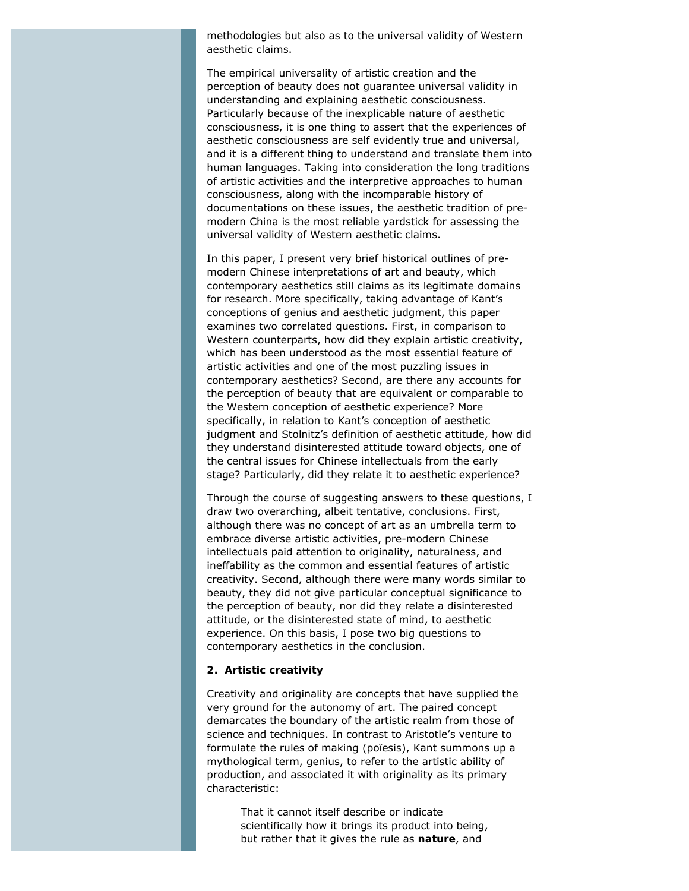methodologies but also as to the universal validity of Western aesthetic claims.

The empirical universality of artistic creation and the perception of beauty does not guarantee universal validity in understanding and explaining aesthetic consciousness. Particularly because of the inexplicable nature of aesthetic consciousness, it is one thing to assert that the experiences of aesthetic consciousness are self evidently true and universal, and it is a different thing to understand and translate them into human languages. Taking into consideration the long traditions of artistic activities and the interpretive approaches to human consciousness, along with the incomparable history of documentations on these issues, the aesthetic tradition of pre-modern China is the most reliable yardstick for assessing the universal validity of Western aesthetic claims.

In this paper, I present very brief historical outlines of pre-modern Chinese interpretations of art and beauty, which contemporary aesthetics still claims as its legitimate domains for research. More specifically, taking advantage of Kant's conceptions of genius and aesthetic judgment, this paper examines two correlated questions. First, in comparison to Western counterparts, how did they explain artistic creativity, which has been understood as the most essential feature of artistic activities and one of the most puzzling issues in contemporary aesthetics? Second, are there any accounts for the perception of beauty that are equivalent or comparable to the Western conception of aesthetic experience? More specifically, in relation to Kant's conception of aesthetic judgment and Stolnitz's definition of aesthetic attitude, how did they understand disinterested attitude toward objects, one of the central issues for Chinese intellectuals from the early stage? Particularly, did they relate it to aesthetic experience?

Through the course of suggesting answers to these questions, I draw two overarching, albeit tentative, conclusions. First, although there was no concept of art as an umbrella term to embrace diverse artistic activities, pre-modern Chinese intellectuals paid attention to originality, naturalness, and ineffability as the common and essential features of artistic creativity. Second, although there were many words similar to beauty, they did not give particular conceptual significance to the perception of beauty, nor did they relate a disinterested attitude, or the disinterested state of mind, to aesthetic experience. On this basis, I pose two big questions to contemporary aesthetics in the conclusion.

### 2. Artistic creativity

Creativity and originality are concepts that have supplied the very ground for the autonomy of art. The paired concept demarcates the boundary of the artistic realm from those of science and techniques. In contrast to Aristotle's venture to formulate the rules of making (poïesis), Kant summons up a mythological term, genius, to refer to the artistic ability of production, and associated it with originality as its primary characteristic:

> That it cannot itself describe or indicate scientifically how it brings its product into being, but rather that it gives the rule as **nature**, and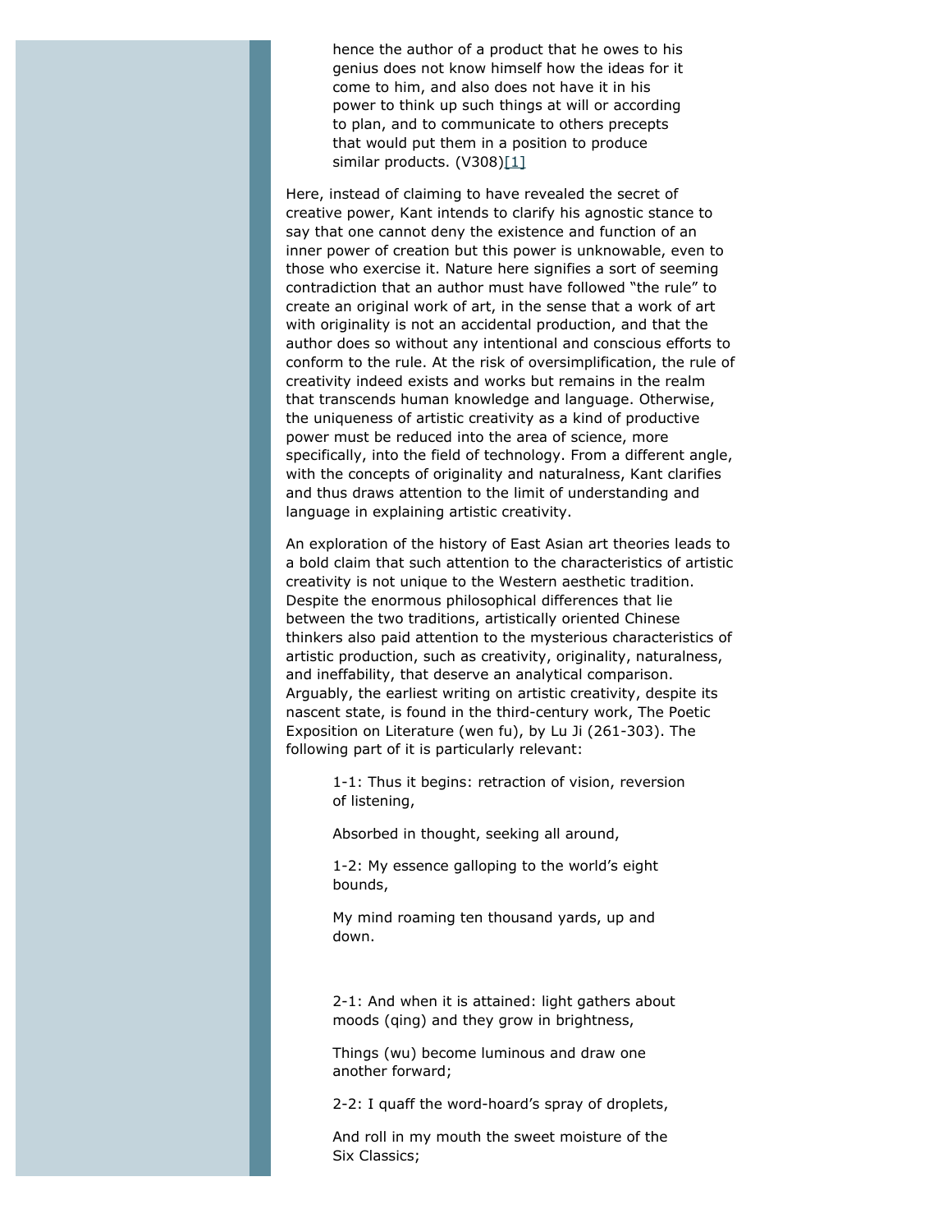> hence the author of a product that he owes to his genius does not know himself how the ideas for it come to him, and also does not have it in his power to think up such things at will or according to plan, and to communicate to others precepts that would put them in a position to produce similar products. (V308)[1]

Here, instead of claiming to have revealed the secret of creative power, Kant intends to clarify his agnostic stance to say that one cannot deny the existence and function of an inner power of creation but this power is unknowable, even to those who exercise it. Nature here signifies a sort of seeming contradiction that an author must have followed "the rule" to create an original work of art, in the sense that a work of art with originality is not an accidental production, and that the author does so without any intentional and conscious efforts to conform to the rule. At the risk of oversimplification, the rule of creativity indeed exists and works but remains in the realm that transcends human knowledge and language. Otherwise, the uniqueness of artistic creativity as a kind of productive power must be reduced into the area of science, more specifically, into the field of technology. From a different angle, with the concepts of originality and naturalness, Kant clarifies and thus draws attention to the limit of understanding and language in explaining artistic creativity.

An exploration of the history of East Asian art theories leads to a bold claim that such attention to the characteristics of artistic creativity is not unique to the Western aesthetic tradition. Despite the enormous philosophical differences that lie between the two traditions, artistically oriented Chinese thinkers also paid attention to the mysterious characteristics of artistic production, such as creativity, originality, naturalness, and ineffability, that deserve an analytical comparison. Arguably, the earliest writing on artistic creativity, despite its nascent state, is found in the third-century work, The Poetic Exposition on Literature (wen fu), by Lu Ji (261-303). The following part of it is particularly relevant:

> 1-1: Thus it begins: retraction of vision, reversion of listening,
>
> Absorbed in thought, seeking all around,
>
> 1-2: My essence galloping to the world's eight bounds,
>
> My mind roaming ten thousand yards, up and down.
>
> 2-1: And when it is attained: light gathers about moods (qing) and they grow in brightness,
>
> Things (wu) become luminous and draw one another forward;
>
> 2-2: I quaff the word-hoard's spray of droplets,
>
> And roll in my mouth the sweet moisture of the Six Classics;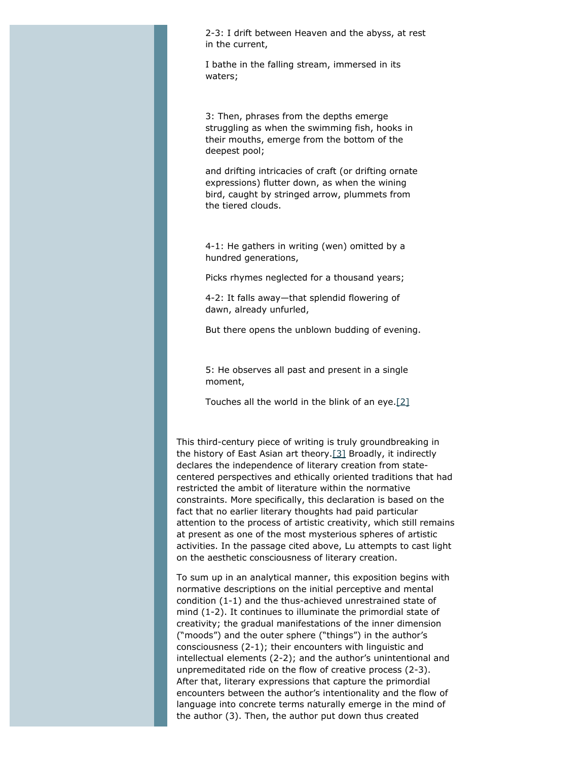2-3: I drift between Heaven and the abyss, at rest in the current,

I bathe in the falling stream, immersed in its waters;

3: Then, phrases from the depths emerge struggling as when the swimming fish, hooks in their mouths, emerge from the bottom of the deepest pool;

and drifting intricacies of craft (or drifting ornate expressions) flutter down, as when the wining bird, caught by stringed arrow, plummets from the tiered clouds.

4-1: He gathers in writing (wen) omitted by a hundred generations,

Picks rhymes neglected for a thousand years;

4-2: It falls away—that splendid flowering of dawn, already unfurled,

But there opens the unblown budding of evening.

5: He observes all past and present in a single moment,

Touches all the world in the blink of an eye.[2]

This third-century piece of writing is truly groundbreaking in the history of East Asian art theory.[3] Broadly, it indirectly declares the independence of literary creation from state-centered perspectives and ethically oriented traditions that had restricted the ambit of literature within the normative constraints. More specifically, this declaration is based on the fact that no earlier literary thoughts had paid particular attention to the process of artistic creativity, which still remains at present as one of the most mysterious spheres of artistic activities. In the passage cited above, Lu attempts to cast light on the aesthetic consciousness of literary creation.

To sum up in an analytical manner, this exposition begins with normative descriptions on the initial perceptive and mental condition (1-1) and the thus-achieved unrestrained state of mind (1-2). It continues to illuminate the primordial state of creativity; the gradual manifestations of the inner dimension ("moods") and the outer sphere ("things") in the author's consciousness (2-1); their encounters with linguistic and intellectual elements (2-2); and the author's unintentional and unpremeditated ride on the flow of creative process (2-3). After that, literary expressions that capture the primordial encounters between the author's intentionality and the flow of language into concrete terms naturally emerge in the mind of the author (3). Then, the author put down thus created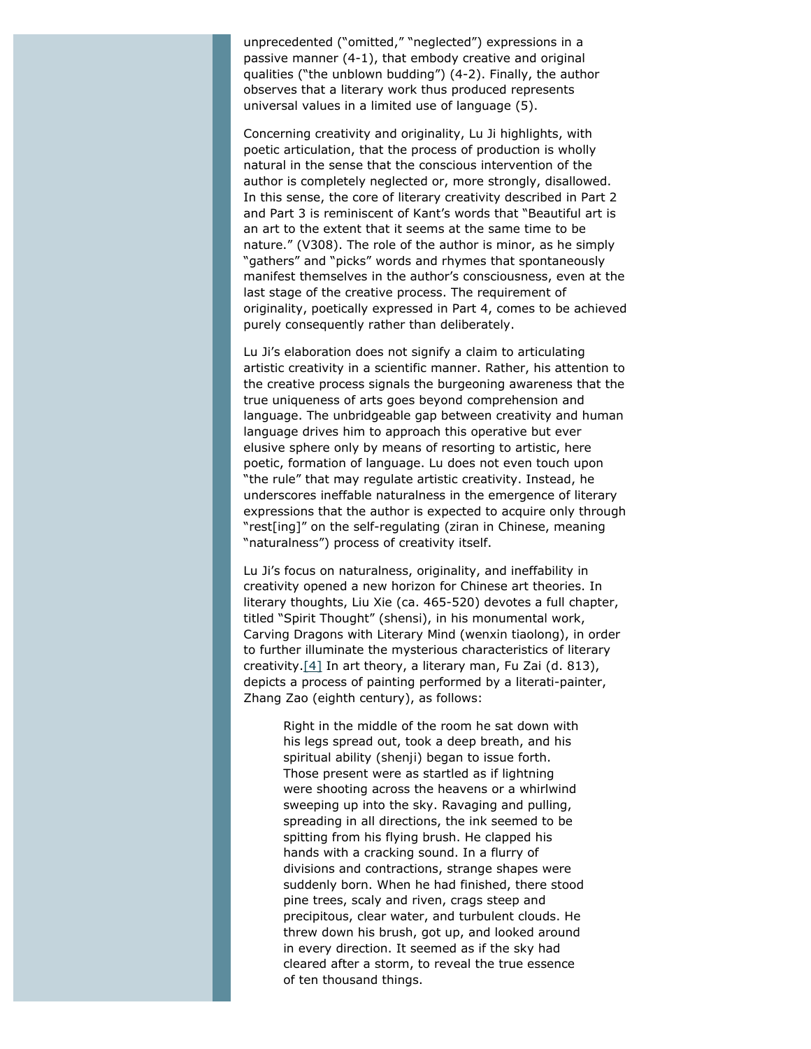unprecedented ("omitted," "neglected") expressions in a passive manner (4-1), that embody creative and original qualities ("the unblown budding") (4-2). Finally, the author observes that a literary work thus produced represents universal values in a limited use of language (5).

Concerning creativity and originality, Lu Ji highlights, with poetic articulation, that the process of production is wholly natural in the sense that the conscious intervention of the author is completely neglected or, more strongly, disallowed. In this sense, the core of literary creativity described in Part 2 and Part 3 is reminiscent of Kant's words that "Beautiful art is an art to the extent that it seems at the same time to be nature." (V308). The role of the author is minor, as he simply "gathers" and "picks" words and rhymes that spontaneously manifest themselves in the author's consciousness, even at the last stage of the creative process. The requirement of originality, poetically expressed in Part 4, comes to be achieved purely consequently rather than deliberately.

Lu Ji's elaboration does not signify a claim to articulating artistic creativity in a scientific manner. Rather, his attention to the creative process signals the burgeoning awareness that the true uniqueness of arts goes beyond comprehension and language. The unbridgeable gap between creativity and human language drives him to approach this operative but ever elusive sphere only by means of resorting to artistic, here poetic, formation of language. Lu does not even touch upon "the rule" that may regulate artistic creativity. Instead, he underscores ineffable naturalness in the emergence of literary expressions that the author is expected to acquire only through "rest[ing]" on the self-regulating (ziran in Chinese, meaning "naturalness") process of creativity itself.

Lu Ji's focus on naturalness, originality, and ineffability in creativity opened a new horizon for Chinese art theories. In literary thoughts, Liu Xie (ca. 465-520) devotes a full chapter, titled "Spirit Thought" (shensi), in his monumental work, Carving Dragons with Literary Mind (wenxin tiaolong), in order to further illuminate the mysterious characteristics of literary creativity.[4] In art theory, a literary man, Fu Zai (d. 813), depicts a process of painting performed by a literati-painter, Zhang Zao (eighth century), as follows:

> Right in the middle of the room he sat down with his legs spread out, took a deep breath, and his spiritual ability (shenji) began to issue forth. Those present were as startled as if lightning were shooting across the heavens or a whirlwind sweeping up into the sky. Ravaging and pulling, spreading in all directions, the ink seemed to be spitting from his flying brush. He clapped his hands with a cracking sound. In a flurry of divisions and contractions, strange shapes were suddenly born. When he had finished, there stood pine trees, scaly and riven, crags steep and precipitous, clear water, and turbulent clouds. He threw down his brush, got up, and looked around in every direction. It seemed as if the sky had cleared after a storm, to reveal the true essence of ten thousand things.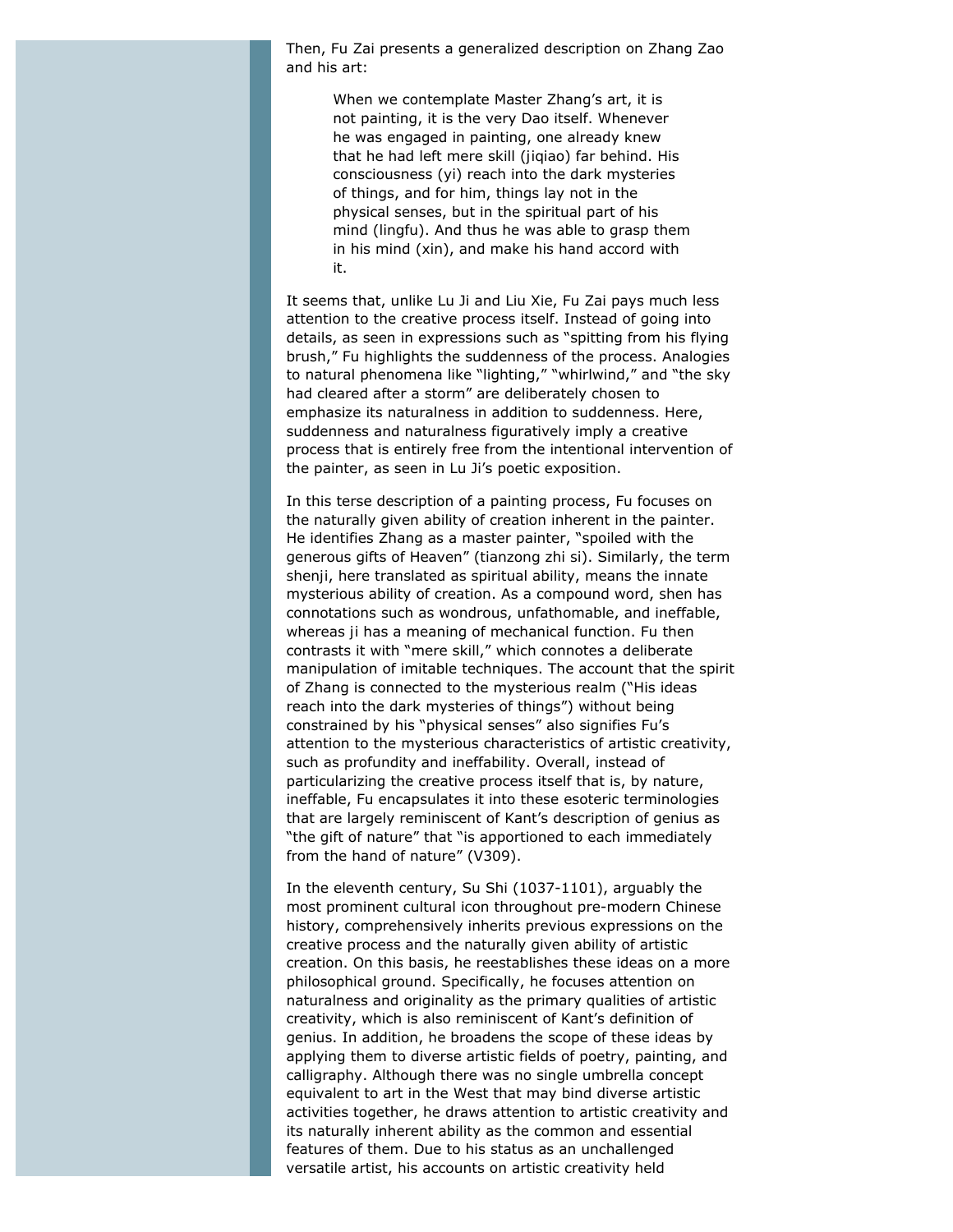Then, Fu Zai presents a generalized description on Zhang Zao and his art:

> When we contemplate Master Zhang's art, it is not painting, it is the very Dao itself. Whenever he was engaged in painting, one already knew that he had left mere skill (jiqiao) far behind. His consciousness (yi) reach into the dark mysteries of things, and for him, things lay not in the physical senses, but in the spiritual part of his mind (lingfu). And thus he was able to grasp them in his mind (xin), and make his hand accord with it.

It seems that, unlike Lu Ji and Liu Xie, Fu Zai pays much less attention to the creative process itself. Instead of going into details, as seen in expressions such as "spitting from his flying brush," Fu highlights the suddenness of the process. Analogies to natural phenomena like "lighting," "whirlwind," and "the sky had cleared after a storm" are deliberately chosen to emphasize its naturalness in addition to suddenness. Here, suddenness and naturalness figuratively imply a creative process that is entirely free from the intentional intervention of the painter, as seen in Lu Ji's poetic exposition.

In this terse description of a painting process, Fu focuses on the naturally given ability of creation inherent in the painter. He identifies Zhang as a master painter, "spoiled with the generous gifts of Heaven" (tianzong zhi si). Similarly, the term shenji, here translated as spiritual ability, means the innate mysterious ability of creation. As a compound word, shen has connotations such as wondrous, unfathomable, and ineffable, whereas ji has a meaning of mechanical function. Fu then contrasts it with "mere skill," which connotes a deliberate manipulation of imitable techniques. The account that the spirit of Zhang is connected to the mysterious realm ("His ideas reach into the dark mysteries of things") without being constrained by his "physical senses" also signifies Fu's attention to the mysterious characteristics of artistic creativity, such as profundity and ineffability. Overall, instead of particularizing the creative process itself that is, by nature, ineffable, Fu encapsulates it into these esoteric terminologies that are largely reminiscent of Kant's description of genius as "the gift of nature" that "is apportioned to each immediately from the hand of nature" (V309).

In the eleventh century, Su Shi (1037-1101), arguably the most prominent cultural icon throughout pre-modern Chinese history, comprehensively inherits previous expressions on the creative process and the naturally given ability of artistic creation. On this basis, he reestablishes these ideas on a more philosophical ground. Specifically, he focuses attention on naturalness and originality as the primary qualities of artistic creativity, which is also reminiscent of Kant's definition of genius. In addition, he broadens the scope of these ideas by applying them to diverse artistic fields of poetry, painting, and calligraphy. Although there was no single umbrella concept equivalent to art in the West that may bind diverse artistic activities together, he draws attention to artistic creativity and its naturally inherent ability as the common and essential features of them. Due to his status as an unchallenged versatile artist, his accounts on artistic creativity held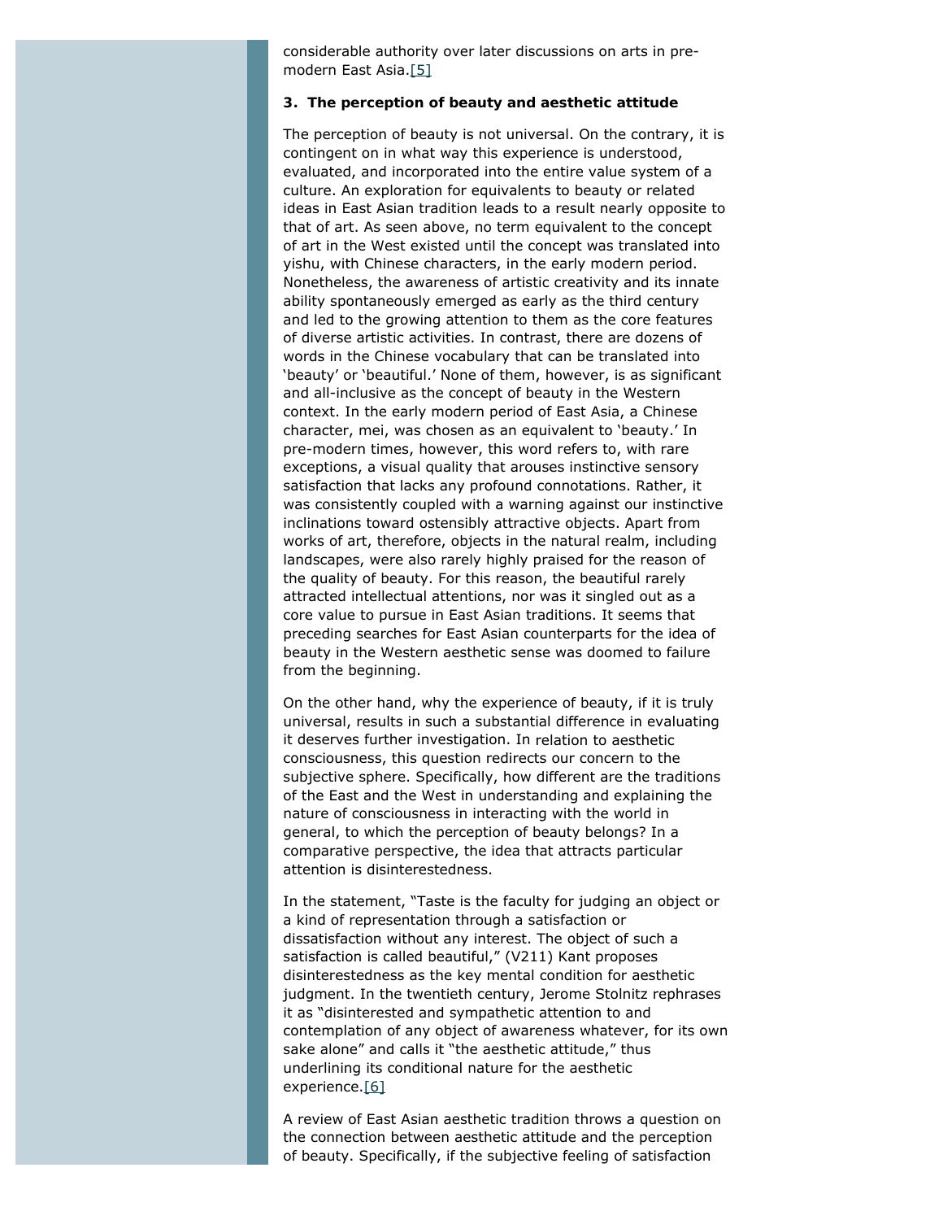considerable authority over later discussions on arts in pre-modern East Asia.[5]

### 3. The perception of beauty and aesthetic attitude

The perception of beauty is not universal. On the contrary, it is contingent on in what way this experience is understood, evaluated, and incorporated into the entire value system of a culture. An exploration for equivalents to beauty or related ideas in East Asian tradition leads to a result nearly opposite to that of art. As seen above, no term equivalent to the concept of art in the West existed until the concept was translated into yishu, with Chinese characters, in the early modern period. Nonetheless, the awareness of artistic creativity and its innate ability spontaneously emerged as early as the third century and led to the growing attention to them as the core features of diverse artistic activities. In contrast, there are dozens of words in the Chinese vocabulary that can be translated into 'beauty' or 'beautiful.' None of them, however, is as significant and all-inclusive as the concept of beauty in the Western context. In the early modern period of East Asia, a Chinese character, mei, was chosen as an equivalent to 'beauty.' In pre-modern times, however, this word refers to, with rare exceptions, a visual quality that arouses instinctive sensory satisfaction that lacks any profound connotations. Rather, it was consistently coupled with a warning against our instinctive inclinations toward ostensibly attractive objects. Apart from works of art, therefore, objects in the natural realm, including landscapes, were also rarely highly praised for the reason of the quality of beauty. For this reason, the beautiful rarely attracted intellectual attentions, nor was it singled out as a core value to pursue in East Asian traditions. It seems that preceding searches for East Asian counterparts for the idea of beauty in the Western aesthetic sense was doomed to failure from the beginning.

On the other hand, why the experience of beauty, if it is truly universal, results in such a substantial difference in evaluating it deserves further investigation. In relation to aesthetic consciousness, this question redirects our concern to the subjective sphere. Specifically, how different are the traditions of the East and the West in understanding and explaining the nature of consciousness in interacting with the world in general, to which the perception of beauty belongs? In a comparative perspective, the idea that attracts particular attention is disinterestedness.

In the statement, "Taste is the faculty for judging an object or a kind of representation through a satisfaction or dissatisfaction without any interest. The object of such a satisfaction is called beautiful," (V211) Kant proposes disinterestedness as the key mental condition for aesthetic judgment. In the twentieth century, Jerome Stolnitz rephrases it as "disinterested and sympathetic attention to and contemplation of any object of awareness whatever, for its own sake alone" and calls it "the aesthetic attitude," thus underlining its conditional nature for the aesthetic experience.[6]

A review of East Asian aesthetic tradition throws a question on the connection between aesthetic attitude and the perception of beauty. Specifically, if the subjective feeling of satisfaction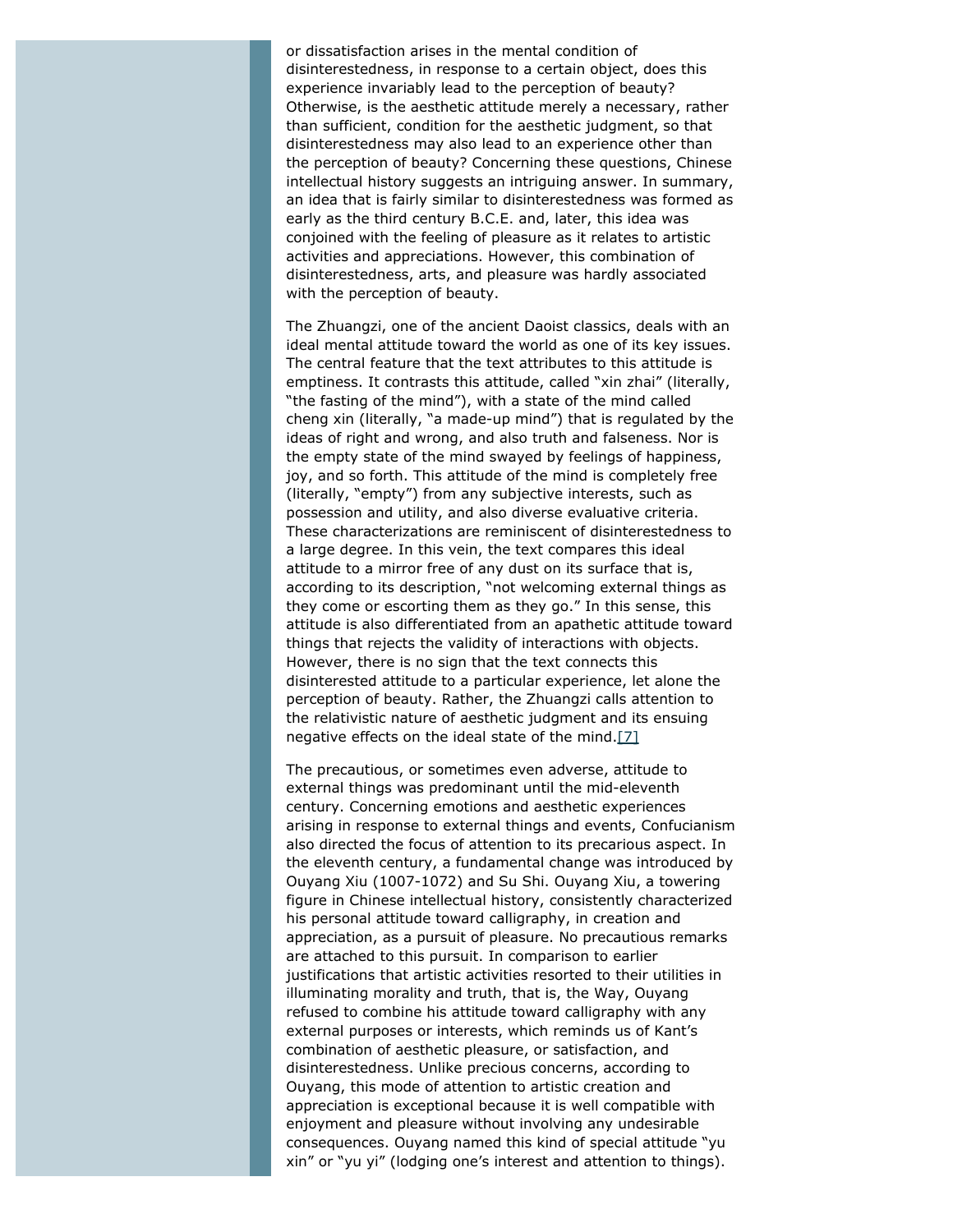or dissatisfaction arises in the mental condition of disinterestedness, in response to a certain object, does this experience invariably lead to the perception of beauty? Otherwise, is the aesthetic attitude merely a necessary, rather than sufficient, condition for the aesthetic judgment, so that disinterestedness may also lead to an experience other than the perception of beauty? Concerning these questions, Chinese intellectual history suggests an intriguing answer. In summary, an idea that is fairly similar to disinterestedness was formed as early as the third century B.C.E. and, later, this idea was conjoined with the feeling of pleasure as it relates to artistic activities and appreciations. However, this combination of disinterestedness, arts, and pleasure was hardly associated with the perception of beauty.

The Zhuangzi, one of the ancient Daoist classics, deals with an ideal mental attitude toward the world as one of its key issues. The central feature that the text attributes to this attitude is emptiness. It contrasts this attitude, called "xin zhai" (literally, "the fasting of the mind"), with a state of the mind called cheng xin (literally, "a made-up mind") that is regulated by the ideas of right and wrong, and also truth and falseness. Nor is the empty state of the mind swayed by feelings of happiness, joy, and so forth. This attitude of the mind is completely free (literally, "empty") from any subjective interests, such as possession and utility, and also diverse evaluative criteria. These characterizations are reminiscent of disinterestedness to a large degree. In this vein, the text compares this ideal attitude to a mirror free of any dust on its surface that is, according to its description, "not welcoming external things as they come or escorting them as they go." In this sense, this attitude is also differentiated from an apathetic attitude toward things that rejects the validity of interactions with objects. However, there is no sign that the text connects this disinterested attitude to a particular experience, let alone the perception of beauty. Rather, the Zhuangzi calls attention to the relativistic nature of aesthetic judgment and its ensuing negative effects on the ideal state of the mind.[7]

The precautious, or sometimes even adverse, attitude to external things was predominant until the mid-eleventh century. Concerning emotions and aesthetic experiences arising in response to external things and events, Confucianism also directed the focus of attention to its precarious aspect. In the eleventh century, a fundamental change was introduced by Ouyang Xiu (1007-1072) and Su Shi. Ouyang Xiu, a towering figure in Chinese intellectual history, consistently characterized his personal attitude toward calligraphy, in creation and appreciation, as a pursuit of pleasure. No precautious remarks are attached to this pursuit. In comparison to earlier justifications that artistic activities resorted to their utilities in illuminating morality and truth, that is, the Way, Ouyang refused to combine his attitude toward calligraphy with any external purposes or interests, which reminds us of Kant's combination of aesthetic pleasure, or satisfaction, and disinterestedness. Unlike precious concerns, according to Ouyang, this mode of attention to artistic creation and appreciation is exceptional because it is well compatible with enjoyment and pleasure without involving any undesirable consequences. Ouyang named this kind of special attitude "yu xin" or "yu yi" (lodging one's interest and attention to things).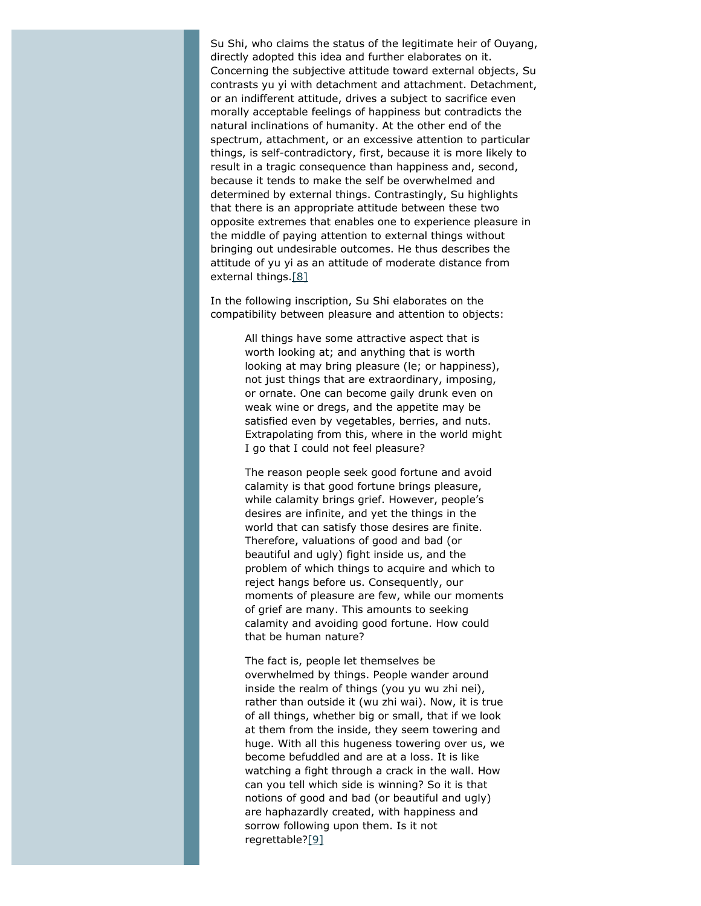Su Shi, who claims the status of the legitimate heir of Ouyang, directly adopted this idea and further elaborates on it. Concerning the subjective attitude toward external objects, Su contrasts yu yi with detachment and attachment. Detachment, or an indifferent attitude, drives a subject to sacrifice even morally acceptable feelings of happiness but contradicts the natural inclinations of humanity. At the other end of the spectrum, attachment, or an excessive attention to particular things, is self-contradictory, first, because it is more likely to result in a tragic consequence than happiness and, second, because it tends to make the self be overwhelmed and determined by external things. Contrastingly, Su highlights that there is an appropriate attitude between these two opposite extremes that enables one to experience pleasure in the middle of paying attention to external things without bringing out undesirable outcomes. He thus describes the attitude of yu yi as an attitude of moderate distance from external things.[8]

In the following inscription, Su Shi elaborates on the compatibility between pleasure and attention to objects:

> All things have some attractive aspect that is worth looking at; and anything that is worth looking at may bring pleasure (le; or happiness), not just things that are extraordinary, imposing, or ornate. One can become gaily drunk even on weak wine or dregs, and the appetite may be satisfied even by vegetables, berries, and nuts. Extrapolating from this, where in the world might I go that I could not feel pleasure?
>
> The reason people seek good fortune and avoid calamity is that good fortune brings pleasure, while calamity brings grief. However, people's desires are infinite, and yet the things in the world that can satisfy those desires are finite. Therefore, valuations of good and bad (or beautiful and ugly) fight inside us, and the problem of which things to acquire and which to reject hangs before us. Consequently, our moments of pleasure are few, while our moments of grief are many. This amounts to seeking calamity and avoiding good fortune. How could that be human nature?
>
> The fact is, people let themselves be overwhelmed by things. People wander around inside the realm of things (you yu wu zhi nei), rather than outside it (wu zhi wai). Now, it is true of all things, whether big or small, that if we look at them from the inside, they seem towering and huge. With all this hugeness towering over us, we become befuddled and are at a loss. It is like watching a fight through a crack in the wall. How can you tell which side is winning? So it is that notions of good and bad (or beautiful and ugly) are haphazardly created, with happiness and sorrow following upon them. Is it not regrettable?[9]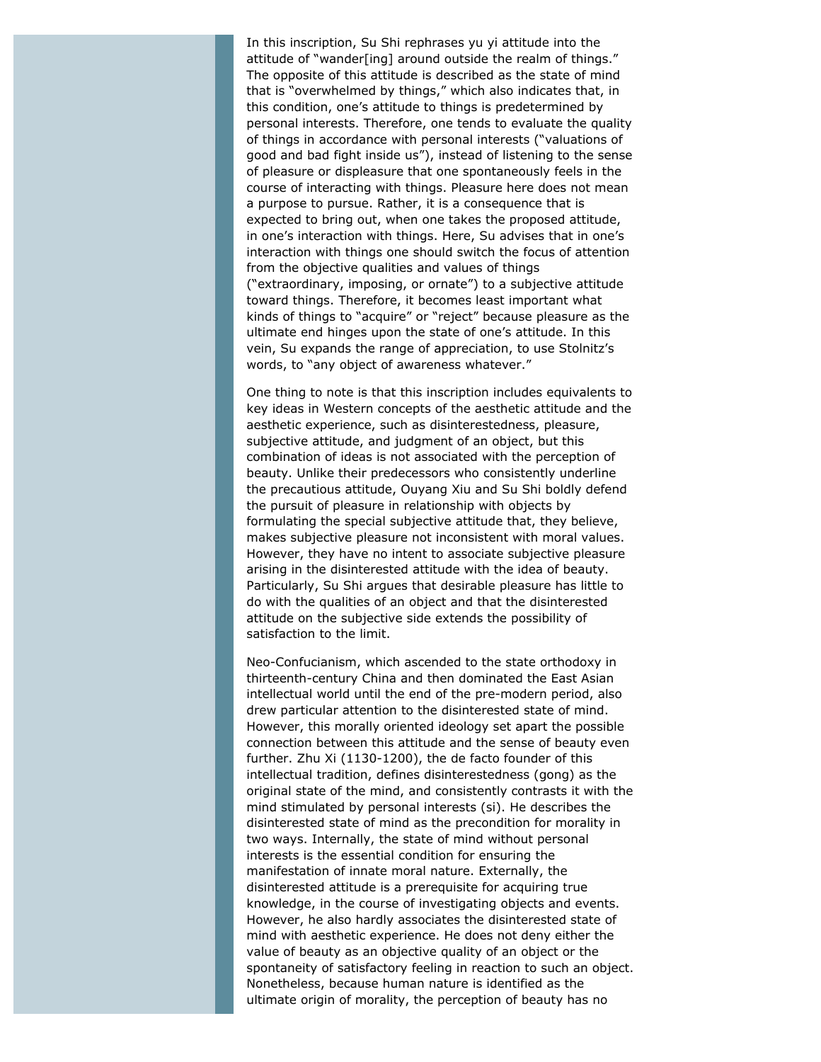In this inscription, Su Shi rephrases yu yi attitude into the attitude of "wander[ing] around outside the realm of things." The opposite of this attitude is described as the state of mind that is "overwhelmed by things," which also indicates that, in this condition, one's attitude to things is predetermined by personal interests. Therefore, one tends to evaluate the quality of things in accordance with personal interests ("valuations of good and bad fight inside us"), instead of listening to the sense of pleasure or displeasure that one spontaneously feels in the course of interacting with things. Pleasure here does not mean a purpose to pursue. Rather, it is a consequence that is expected to bring out, when one takes the proposed attitude, in one's interaction with things. Here, Su advises that in one's interaction with things one should switch the focus of attention from the objective qualities and values of things ("extraordinary, imposing, or ornate") to a subjective attitude toward things. Therefore, it becomes least important what kinds of things to "acquire" or "reject" because pleasure as the ultimate end hinges upon the state of one's attitude. In this vein, Su expands the range of appreciation, to use Stolnitz's words, to "any object of awareness whatever."

One thing to note is that this inscription includes equivalents to key ideas in Western concepts of the aesthetic attitude and the aesthetic experience, such as disinterestedness, pleasure, subjective attitude, and judgment of an object, but this combination of ideas is not associated with the perception of beauty. Unlike their predecessors who consistently underline the precautious attitude, Ouyang Xiu and Su Shi boldly defend the pursuit of pleasure in relationship with objects by formulating the special subjective attitude that, they believe, makes subjective pleasure not inconsistent with moral values. However, they have no intent to associate subjective pleasure arising in the disinterested attitude with the idea of beauty. Particularly, Su Shi argues that desirable pleasure has little to do with the qualities of an object and that the disinterested attitude on the subjective side extends the possibility of satisfaction to the limit.

Neo-Confucianism, which ascended to the state orthodoxy in thirteenth-century China and then dominated the East Asian intellectual world until the end of the pre-modern period, also drew particular attention to the disinterested state of mind. However, this morally oriented ideology set apart the possible connection between this attitude and the sense of beauty even further. Zhu Xi (1130-1200), the de facto founder of this intellectual tradition, defines disinterestedness (gong) as the original state of the mind, and consistently contrasts it with the mind stimulated by personal interests (si). He describes the disinterested state of mind as the precondition for morality in two ways. Internally, the state of mind without personal interests is the essential condition for ensuring the manifestation of innate moral nature. Externally, the disinterested attitude is a prerequisite for acquiring true knowledge, in the course of investigating objects and events. However, he also hardly associates the disinterested state of mind with aesthetic experience. He does not deny either the value of beauty as an objective quality of an object or the spontaneity of satisfactory feeling in reaction to such an object. Nonetheless, because human nature is identified as the ultimate origin of morality, the perception of beauty has no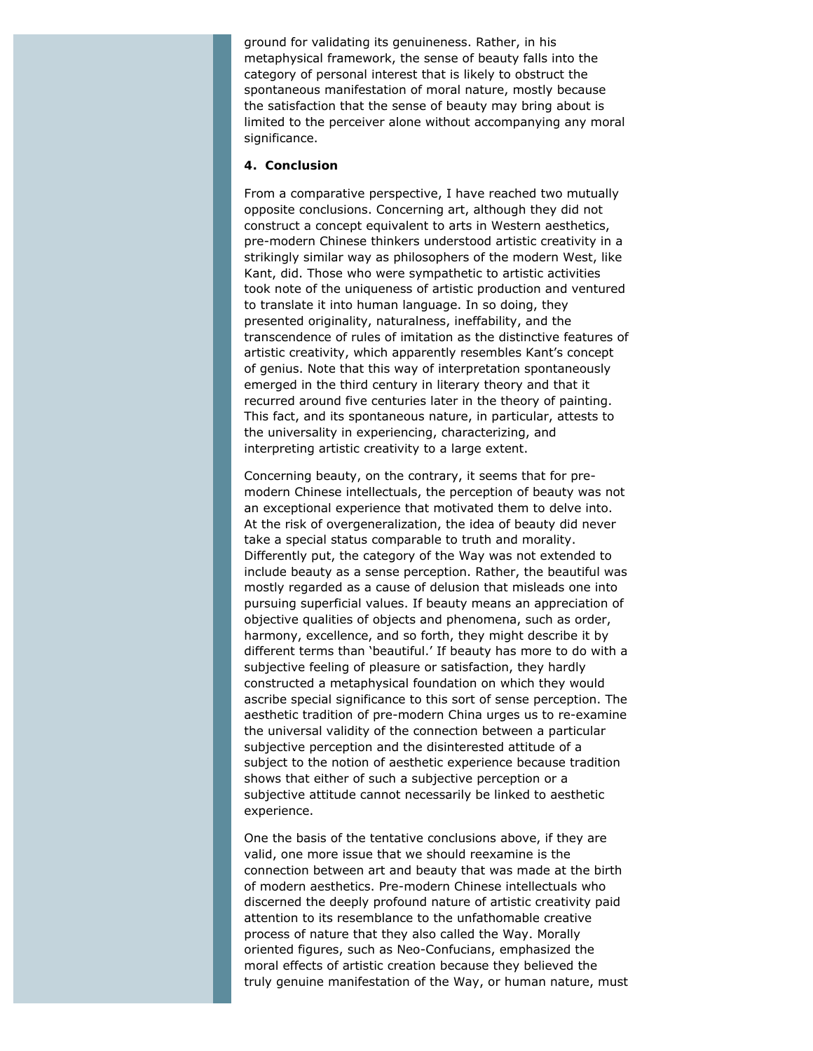ground for validating its genuineness. Rather, in his metaphysical framework, the sense of beauty falls into the category of personal interest that is likely to obstruct the spontaneous manifestation of moral nature, mostly because the satisfaction that the sense of beauty may bring about is limited to the perceiver alone without accompanying any moral significance.

**4. Conclusion**

From a comparative perspective, I have reached two mutually opposite conclusions. Concerning art, although they did not construct a concept equivalent to arts in Western aesthetics, pre-modern Chinese thinkers understood artistic creativity in a strikingly similar way as philosophers of the modern West, like Kant, did. Those who were sympathetic to artistic activities took note of the uniqueness of artistic production and ventured to translate it into human language. In so doing, they presented originality, naturalness, ineffability, and the transcendence of rules of imitation as the distinctive features of artistic creativity, which apparently resembles Kant's concept of genius. Note that this way of interpretation spontaneously emerged in the third century in literary theory and that it recurred around five centuries later in the theory of painting. This fact, and its spontaneous nature, in particular, attests to the universality in experiencing, characterizing, and interpreting artistic creativity to a large extent.

Concerning beauty, on the contrary, it seems that for pre-modern Chinese intellectuals, the perception of beauty was not an exceptional experience that motivated them to delve into. At the risk of overgeneralization, the idea of beauty did never take a special status comparable to truth and morality. Differently put, the category of the Way was not extended to include beauty as a sense perception. Rather, the beautiful was mostly regarded as a cause of delusion that misleads one into pursuing superficial values. If beauty means an appreciation of objective qualities of objects and phenomena, such as order, harmony, excellence, and so forth, they might describe it by different terms than 'beautiful.' If beauty has more to do with a subjective feeling of pleasure or satisfaction, they hardly constructed a metaphysical foundation on which they would ascribe special significance to this sort of sense perception. The aesthetic tradition of pre-modern China urges us to re-examine the universal validity of the connection between a particular subjective perception and the disinterested attitude of a subject to the notion of aesthetic experience because tradition shows that either of such a subjective perception or a subjective attitude cannot necessarily be linked to aesthetic experience.

One the basis of the tentative conclusions above, if they are valid, one more issue that we should reexamine is the connection between art and beauty that was made at the birth of modern aesthetics. Pre-modern Chinese intellectuals who discerned the deeply profound nature of artistic creativity paid attention to its resemblance to the unfathomable creative process of nature that they also called the Way. Morally oriented figures, such as Neo-Confucians, emphasized the moral effects of artistic creation because they believed the truly genuine manifestation of the Way, or human nature, must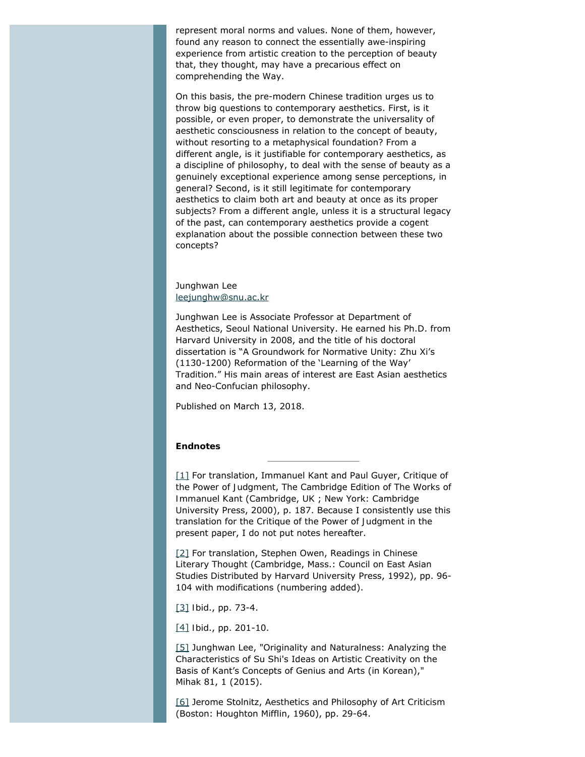represent moral norms and values. None of them, however, found any reason to connect the essentially awe-inspiring experience from artistic creation to the perception of beauty that, they thought, may have a precarious effect on comprehending the Way.

On this basis, the pre-modern Chinese tradition urges us to throw big questions to contemporary aesthetics. First, is it possible, or even proper, to demonstrate the universality of aesthetic consciousness in relation to the concept of beauty, without resorting to a metaphysical foundation? From a different angle, is it justifiable for contemporary aesthetics, as a discipline of philosophy, to deal with the sense of beauty as a genuinely exceptional experience among sense perceptions, in general? Second, is it still legitimate for contemporary aesthetics to claim both art and beauty at once as its proper subjects? From a different angle, unless it is a structural legacy of the past, can contemporary aesthetics provide a cogent explanation about the possible connection between these two concepts?

Junghwan Lee
leejunghw@snu.ac.kr

Junghwan Lee is Associate Professor at Department of Aesthetics, Seoul National University. He earned his Ph.D. from Harvard University in 2008, and the title of his doctoral dissertation is "A Groundwork for Normative Unity: Zhu Xi's (1130-1200) Reformation of the 'Learning of the Way' Tradition." His main areas of interest are East Asian aesthetics and Neo-Confucian philosophy.

Published on March 13, 2018.

**Endnotes**

[1] For translation, Immanuel Kant and Paul Guyer, Critique of the Power of Judgment, The Cambridge Edition of The Works of Immanuel Kant (Cambridge, UK ; New York: Cambridge University Press, 2000), p. 187. Because I consistently use this translation for the Critique of the Power of Judgment in the present paper, I do not put notes hereafter.

[2] For translation, Stephen Owen, Readings in Chinese Literary Thought (Cambridge, Mass.: Council on East Asian Studies Distributed by Harvard University Press, 1992), pp. 96-104 with modifications (numbering added).

[3] Ibid., pp. 73-4.

[4] Ibid., pp. 201-10.

[5] Junghwan Lee, "Originality and Naturalness: Analyzing the Characteristics of Su Shi's Ideas on Artistic Creativity on the Basis of Kant's Concepts of Genius and Arts (in Korean)," Mihak 81, 1 (2015).

[6] Jerome Stolnitz, Aesthetics and Philosophy of Art Criticism (Boston: Houghton Mifflin, 1960), pp. 29-64.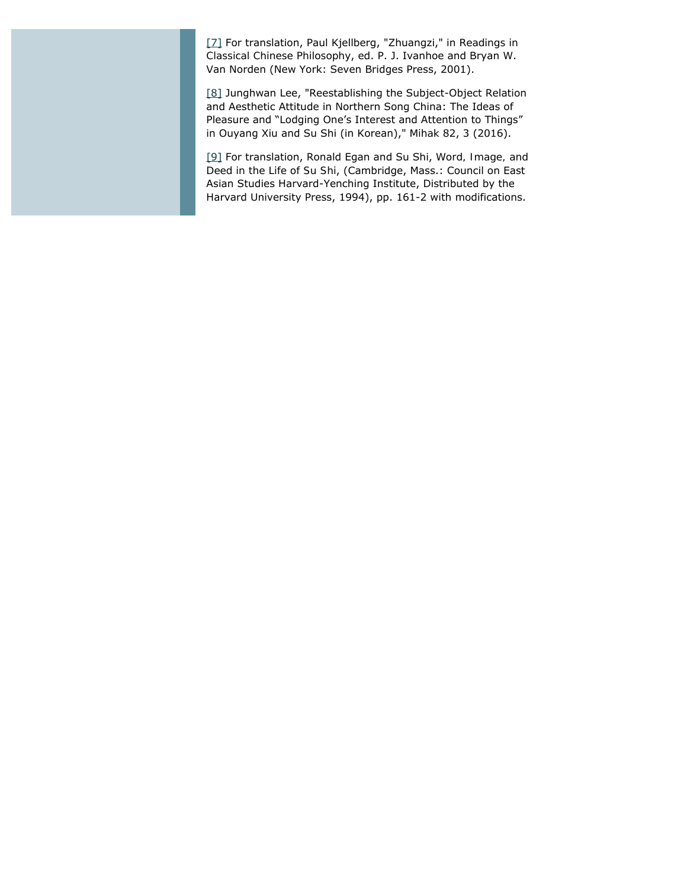[7] For translation, Paul Kjellberg, "Zhuangzi," in Readings in Classical Chinese Philosophy, ed. P. J. Ivanhoe and Bryan W. Van Norden (New York: Seven Bridges Press, 2001).

[8] Junghwan Lee, "Reestablishing the Subject-Object Relation and Aesthetic Attitude in Northern Song China: The Ideas of Pleasure and "Lodging One's Interest and Attention to Things" in Ouyang Xiu and Su Shi (in Korean)," Mihak 82, 3 (2016).

[9] For translation, Ronald Egan and Su Shi, Word, Image, and Deed in the Life of Su Shi, (Cambridge, Mass.: Council on East Asian Studies Harvard-Yenching Institute, Distributed by the Harvard University Press, 1994), pp. 161-2 with modifications.